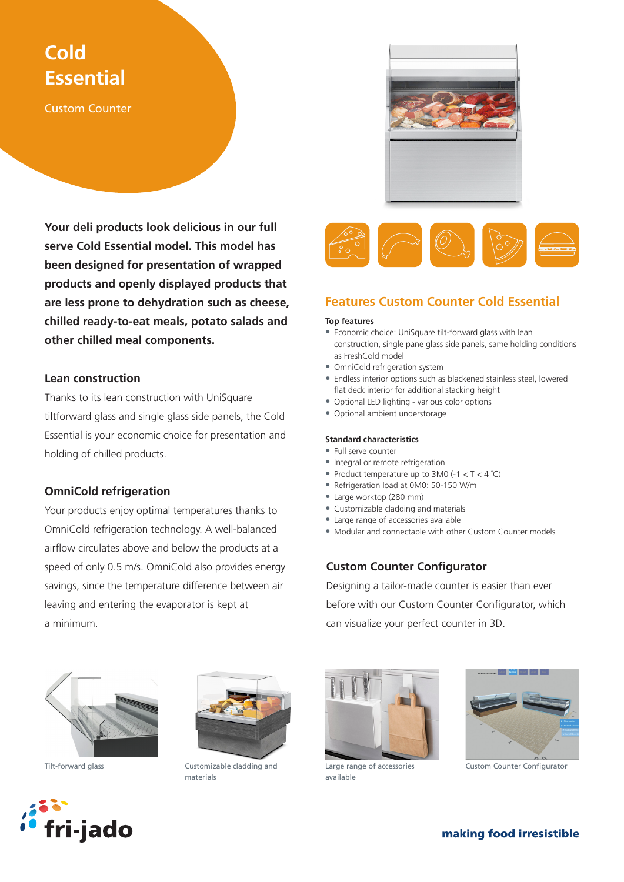# Cold Essential

Custom Counter

**Your deli products look delicious in our full serve Cold Essential model. This model has been designed for presentation of wrapped products and openly displayed products that are less prone to dehydration such as cheese, chilled ready-to-eat meals, potato salads and other chilled meal components.**

### Lean construction

Thanks to its lean construction with UniSquare tiltforward glass and single glass side panels, the Cold Essential is your economic choice for presentation and holding of chilled products.

### OmniCold refrigeration

Your products enjoy optimal temperatures thanks to OmniCold refrigeration technology. A well-balanced airflow circulates above and below the products at a speed of only 0.5 m/s. OmniCold also provides energy savings, since the temperature difference between air leaving and entering the evaporator is kept at a minimum.

## Features Custom Counter Cold Essential

**Top features**

- Economic choice: UniSquare tilt-forward glass with lean construction, single pane glass side panels, same holding conditions as FreshCold model
- OmniCold refrigeration system
- Endless interior options such as blackened stainless steel, lowered flat deck interior for additional stacking height
- Optional LED lighting - various color options
- Optional ambient understorage

**Standard characteristics**

- Full serve counter
- Integral or remote refrigeration
- Product temperature up to 3M0 ($-1 < T < 4$ °C)
- Refrigeration load at 0M0: 50-150 W/m
- Large worktop (280 mm)
- Customizable cladding and materials
- Large range of accessories available
- Modular and connectable with other Custom Counter models

### Custom Counter Configurator

Designing a tailor-made counter is easier than ever before with our Custom Counter Configurator, which can visualize your perfect counter in 3D.

Tilt-forward glass

Customizable cladding and materials

Large range of accessories available

Custom Counter Configurator

fri-jado

**making food irresistible**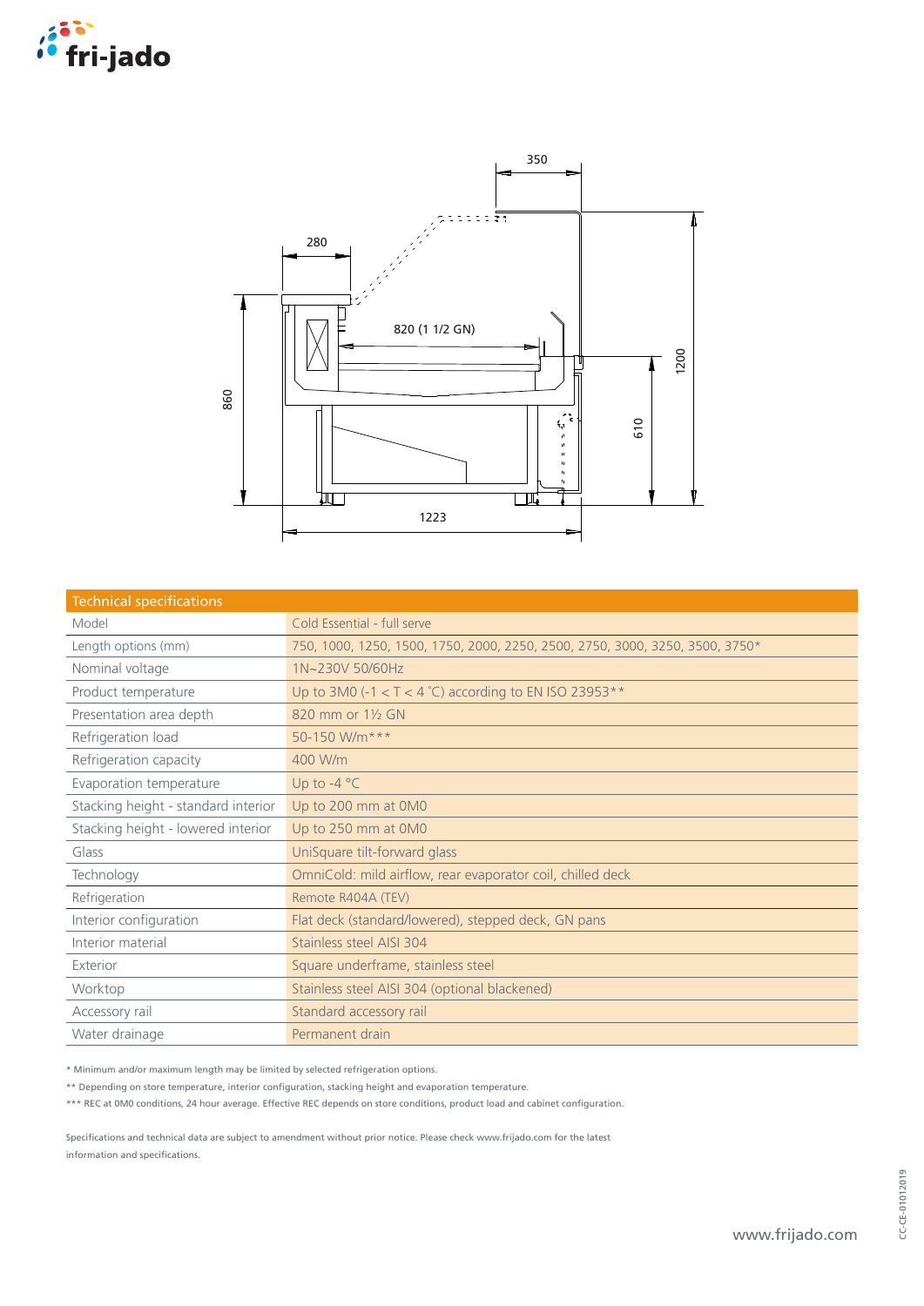350

280

820 (1 1/2 GN)

1200

860

610

1223

| Technical specifications | |
|---|---|
| Model | Cold Essential - full serve |
| Length options (mm) | 750, 1000, 1250, 1500, 1750, 2000, 2250, 2500, 2750, 3000, 3250, 3500, 3750* |
| Nominal voltage | 1N~230V 50/60Hz |
| Product temperature | Up to 3M0 (-1 < T < 4 °C) according to EN ISO 23953** |
| Presentation area depth | 820 mm or 1½ GN |
| Refrigeration load | 50-150 W/m*** |
| Refrigeration capacity | 400 W/m |
| Evaporation temperature | Up to -4 °C |
| Stacking height - standard interior | Up to 200 mm at 0M0 |
| Stacking height - lowered interior | Up to 250 mm at 0M0 |
| Glass | UniSquare tilt-forward glass |
| Technology | OmniCold: mild airflow, rear evaporator coil, chilled deck |
| Refrigeration | Remote R404A (TEV) |
| Interior configuration | Flat deck (standard/lowered), stepped deck, GN pans |
| Interior material | Stainless steel AISI 304 |
| Exterior | Square underframe, stainless steel |
| Worktop | Stainless steel AISI 304 (optional blackened) |
| Accessory rail | Standard accessory rail |
| Water drainage | Permanent drain |

* Minimum and/or maximum length may be limited by selected refrigeration options.

** Depending on store temperature, interior configuration, stacking height and evaporation temperature.

*** REC at 0M0 conditions, 24 hour average. Effective REC depends on store conditions, product load and cabinet configuration.

Specifications and technical data are subject to amendment without prior notice. Please check www.frijado.com for the latest information and specifications.

www.frijado.com

CC-CE-01012019